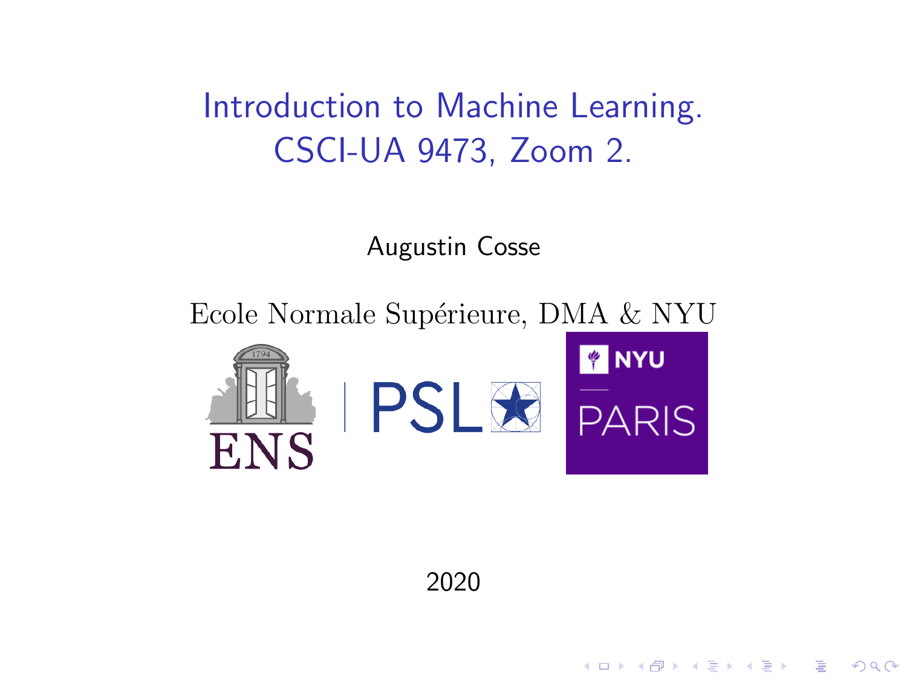# Introduction to Machine Learning. CSCI-UA 9473, Zoom 2.

Augustin Cosse

Ecole Normale Supérieure, DMA & NYU

2020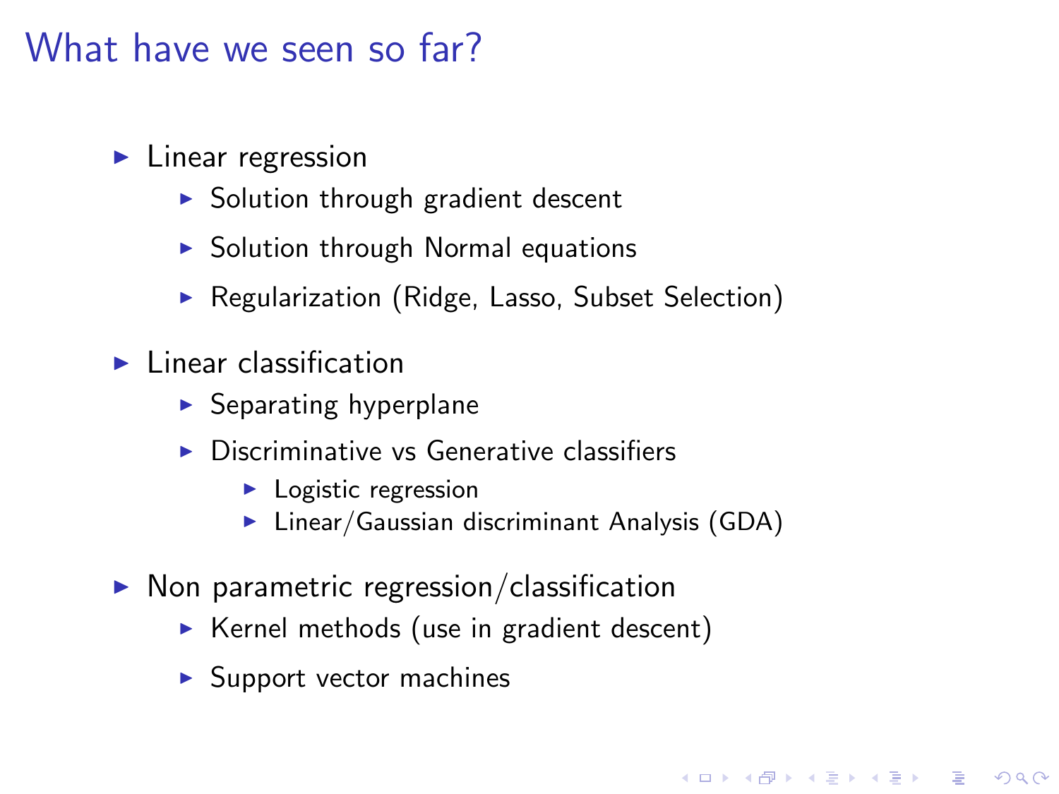# What have we seen so far?

- Linear regression
  - Solution through gradient descent
  - Solution through Normal equations
  - Regularization (Ridge, Lasso, Subset Selection)
- Linear classification
  - Separating hyperplane
  - Discriminative vs Generative classifiers
    - Logistic regression
    - Linear/Gaussian discriminant Analysis (GDA)
- Non parametric regression/classification
  - Kernel methods (use in gradient descent)
  - Support vector machines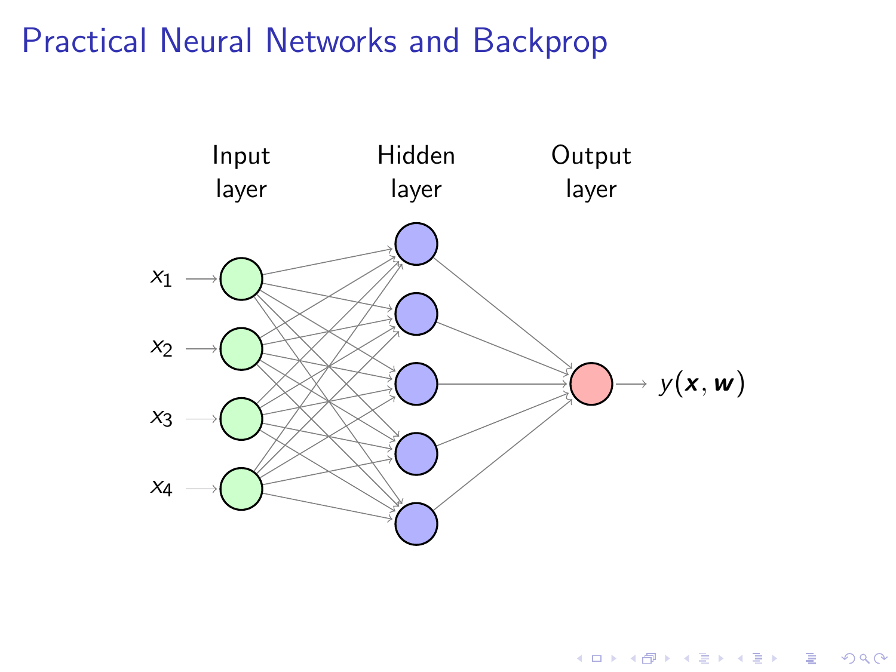# Practical Neural Networks and Backprop

Input layer

Hidden layer

Output layer

$x_1$

$x_2$

$x_3$

$x_4$

$y(\boldsymbol{x}, \boldsymbol{w})$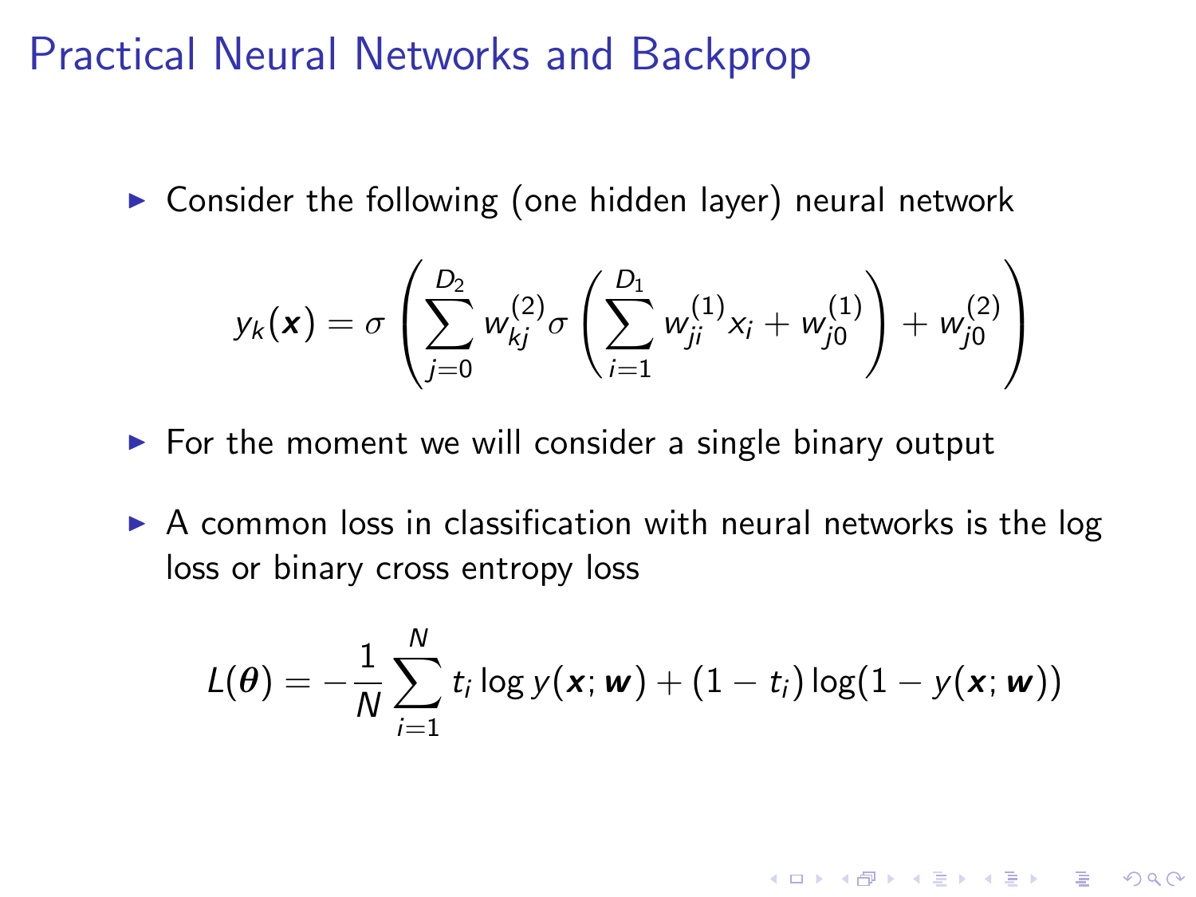# Practical Neural Networks and Backprop

- Consider the following (one hidden layer) neural network

$$y_k(\boldsymbol{x}) = \sigma\left(\sum_{j=0}^{D_2} w_{kj}^{(2)} \sigma\left(\sum_{i=1}^{D_1} w_{ji}^{(1)} x_i + w_{j0}^{(1)}\right) + w_{j0}^{(2)}\right)$$

- For the moment we will consider a single binary output

- A common loss in classification with neural networks is the log loss or binary cross entropy loss

$$L(\boldsymbol{\theta}) = -\frac{1}{N}\sum_{i=1}^{N} t_i \log y(\boldsymbol{x}; \boldsymbol{w}) + (1 - t_i)\log(1 - y(\boldsymbol{x}; \boldsymbol{w}))$$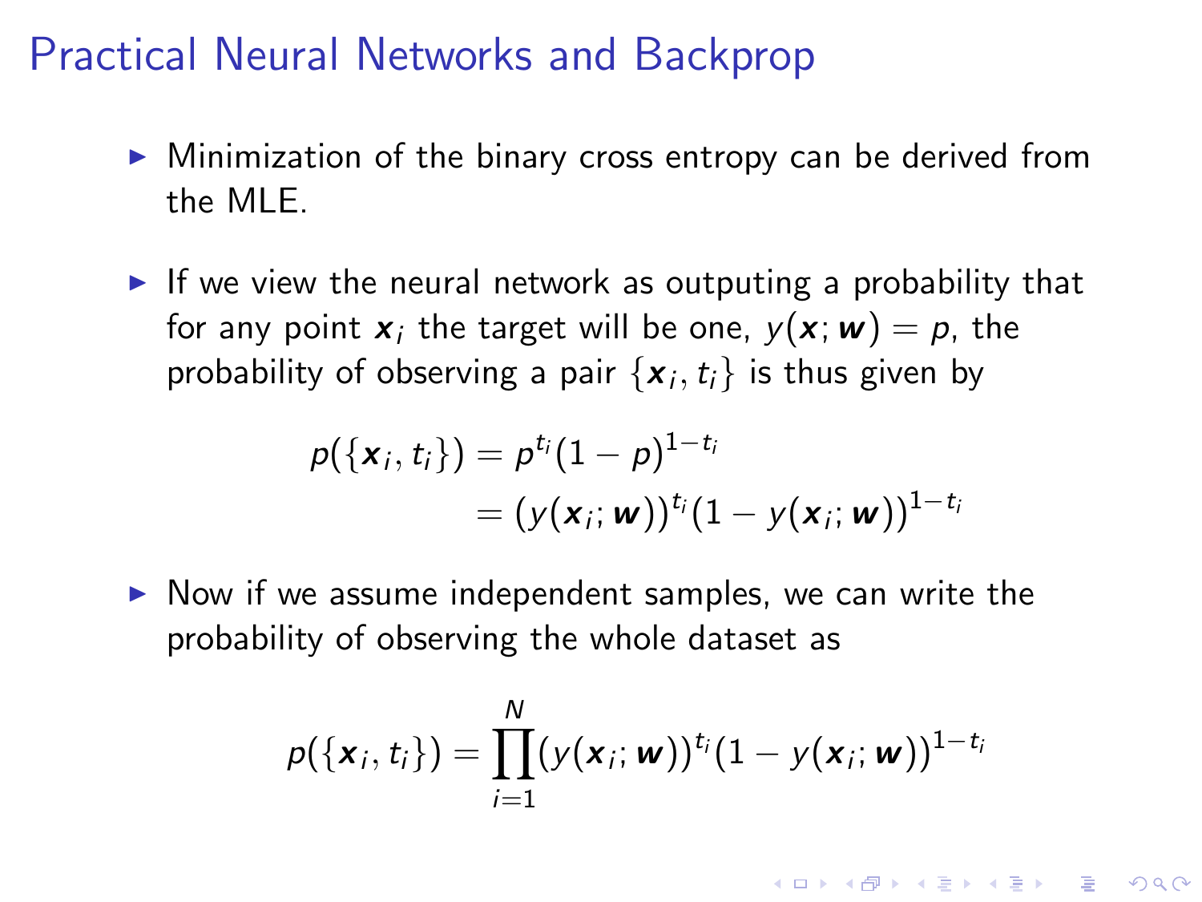# Practical Neural Networks and Backprop

- Minimization of the binary cross entropy can be derived from the MLE.

- If we view the neural network as outputing a probability that for any point $\boldsymbol{x}_i$ the target will be one, $y(\boldsymbol{x};\boldsymbol{w}) = p$, the probability of observing a pair $\{\boldsymbol{x}_i, t_i\}$ is thus given by

$$
\begin{aligned}
p(\{\boldsymbol{x}_i, t_i\}) &= p^{t_i}(1-p)^{1-t_i} \\
&= (y(\boldsymbol{x}_i;\boldsymbol{w}))^{t_i}(1-y(\boldsymbol{x}_i;\boldsymbol{w}))^{1-t_i}
\end{aligned}
$$

- Now if we assume independent samples, we can write the probability of observing the whole dataset as

$$
p(\{\boldsymbol{x}_i, t_i\}) = \prod_{i=1}^{N}(y(\boldsymbol{x}_i;\boldsymbol{w}))^{t_i}(1-y(\boldsymbol{x}_i;\boldsymbol{w}))^{1-t_i}
$$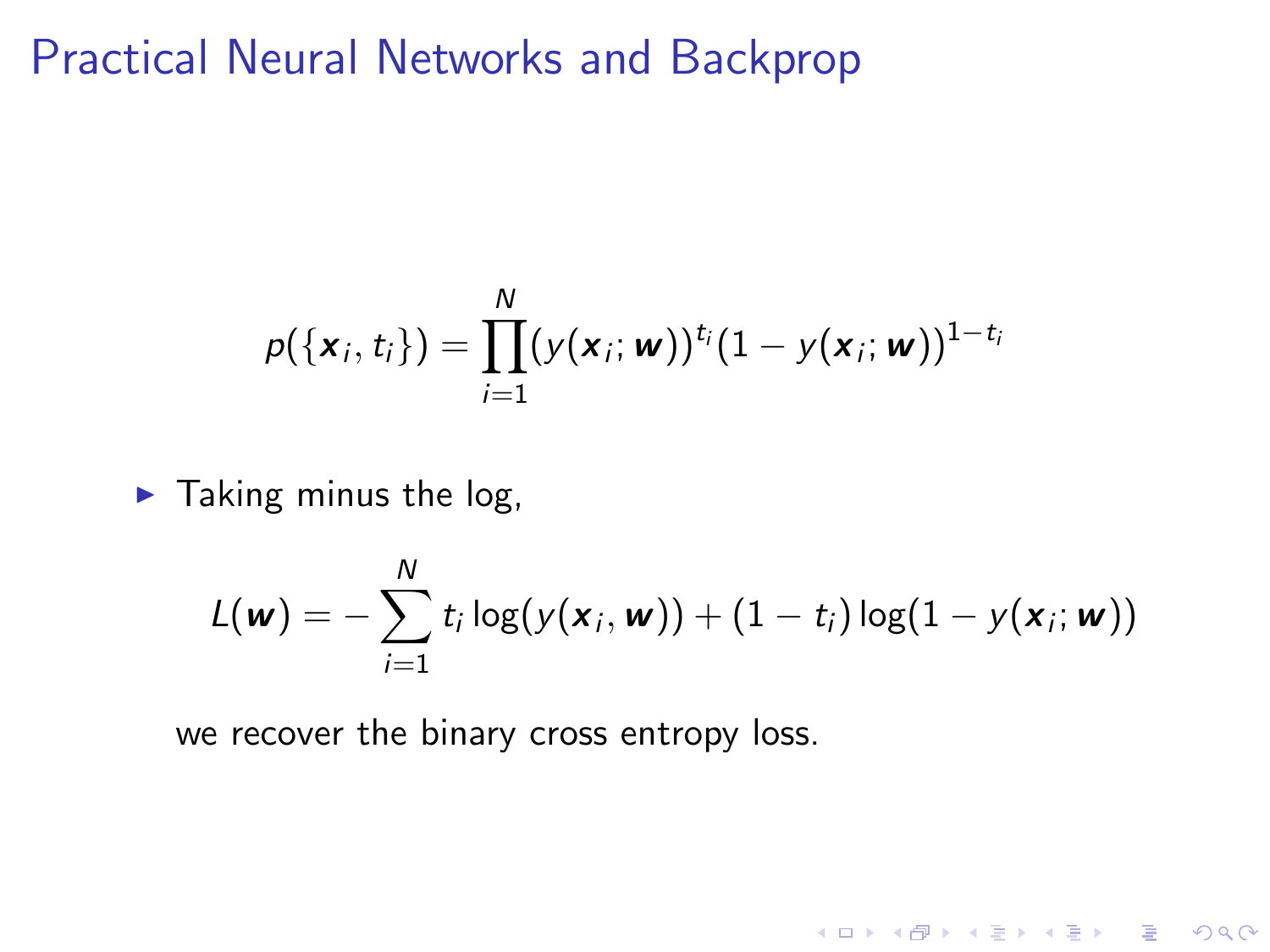# Practical Neural Networks and Backprop

$$p(\{\boldsymbol{x}_i, t_i\}) = \prod_{i=1}^{N} (y(\boldsymbol{x}_i; \boldsymbol{w}))^{t_i} (1 - y(\boldsymbol{x}_i; \boldsymbol{w}))^{1-t_i}$$

- Taking minus the log,

$$L(\boldsymbol{w}) = -\sum_{i=1}^{N} t_i \log(y(\boldsymbol{x}_i, \boldsymbol{w})) + (1 - t_i) \log(1 - y(\boldsymbol{x}_i; \boldsymbol{w}))$$

  we recover the binary cross entropy loss.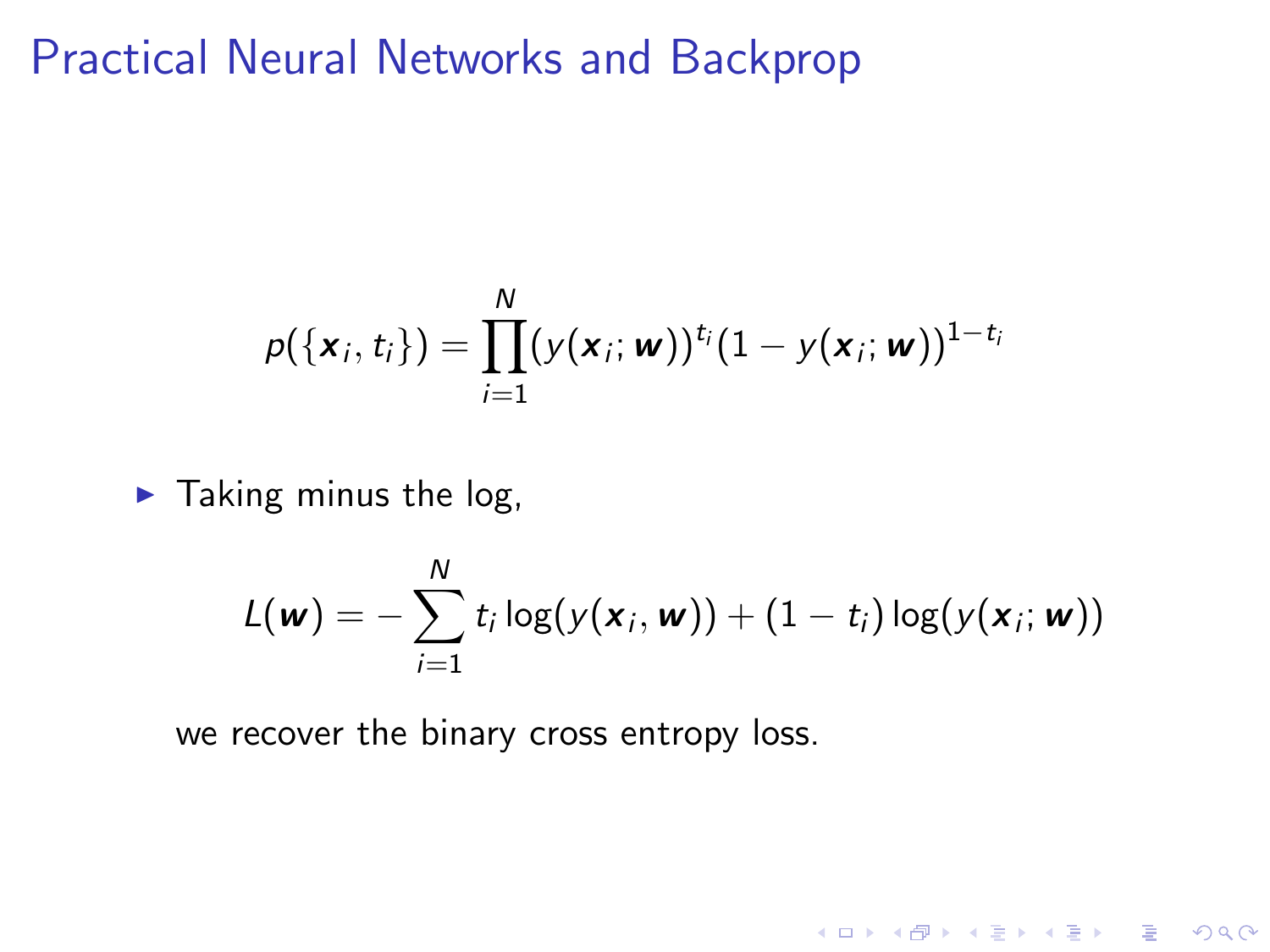# Practical Neural Networks and Backprop

$$p(\{\boldsymbol{x}_i, t_i\}) = \prod_{i=1}^{N} (y(\boldsymbol{x}_i; \boldsymbol{w}))^{t_i} (1 - y(\boldsymbol{x}_i; \boldsymbol{w}))^{1-t_i}$$

- Taking minus the log,

$$L(\boldsymbol{w}) = -\sum_{i=1}^{N} t_i \log(y(\boldsymbol{x}_i, \boldsymbol{w})) + (1 - t_i) \log(y(\boldsymbol{x}_i; \boldsymbol{w}))$$

we recover the binary cross entropy loss.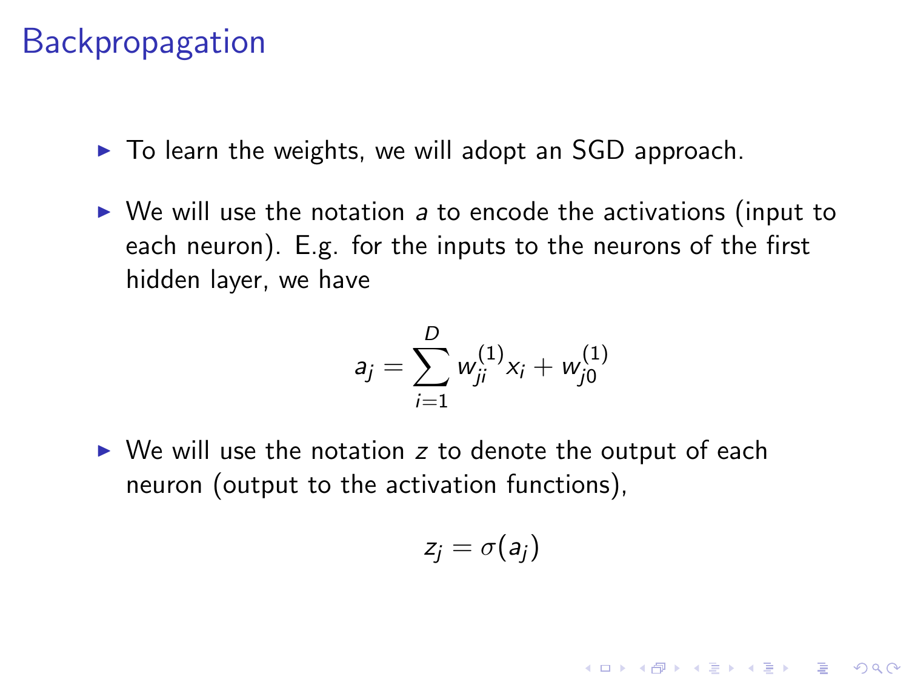# Backpropagation

- To learn the weights, we will adopt an SGD approach.
- We will use the notation $a$ to encode the activations (input to each neuron). E.g. for the inputs to the neurons of the first hidden layer, we have

$$a_j = \sum_{i=1}^{D} w_{ji}^{(1)} x_i + w_{j0}^{(1)}$$

- We will use the notation $z$ to denote the output of each neuron (output to the activation functions),

$$z_j = \sigma(a_j)$$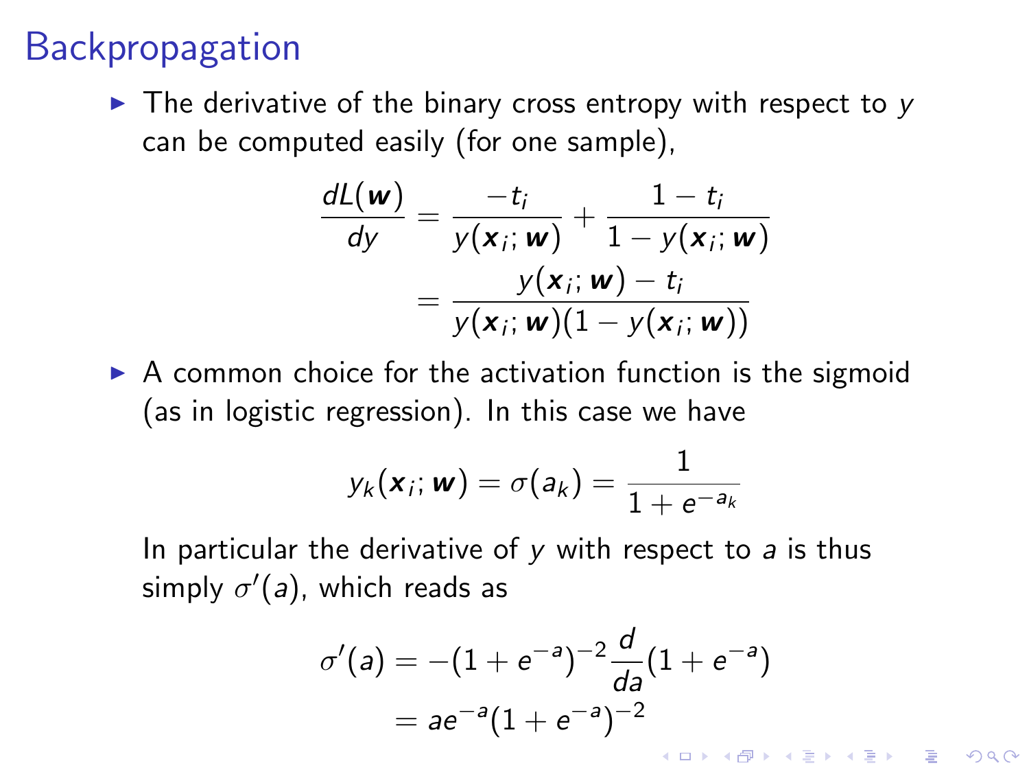# Backpropagation

- The derivative of the binary cross entropy with respect to $y$ can be computed easily (for one sample),

$$
\begin{aligned}
\frac{dL(\boldsymbol{w})}{dy} &= \frac{-t_i}{y(\boldsymbol{x}_i; \boldsymbol{w})} + \frac{1 - t_i}{1 - y(\boldsymbol{x}_i; \boldsymbol{w})} \\
&= \frac{y(\boldsymbol{x}_i; \boldsymbol{w}) - t_i}{y(\boldsymbol{x}_i; \boldsymbol{w})(1 - y(\boldsymbol{x}_i; \boldsymbol{w}))}
\end{aligned}
$$

- A common choice for the activation function is the sigmoid (as in logistic regression). In this case we have

$$
y_k(\boldsymbol{x}_i; \boldsymbol{w}) = \sigma(a_k) = \frac{1}{1 + e^{-a_k}}
$$

  In particular the derivative of $y$ with respect to $a$ is thus simply $\sigma'(a)$, which reads as

$$
\begin{aligned}
\sigma'(a) &= -(1 + e^{-a})^{-2} \frac{d}{da}(1 + e^{-a}) \\
&= ae^{-a}(1 + e^{-a})^{-2}
\end{aligned}
$$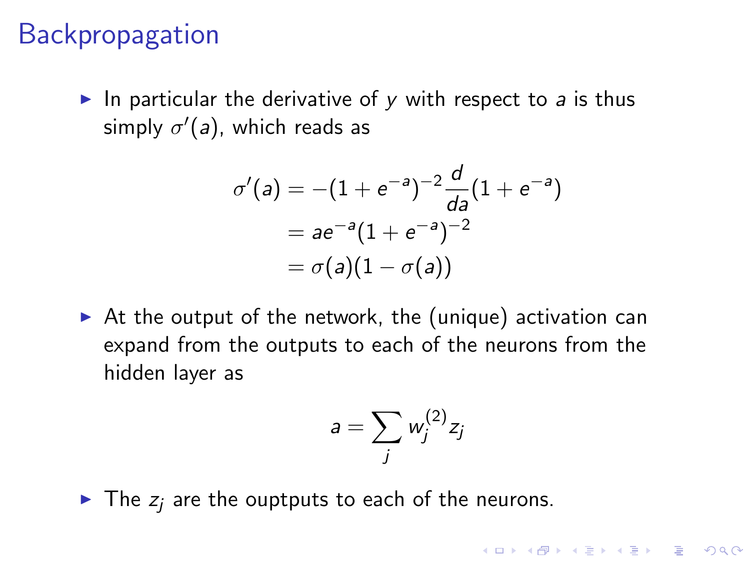# Backpropagation

- In particular the derivative of $y$ with respect to $a$ is thus simply $\sigma'(a)$, which reads as

$$
\begin{aligned}
\sigma'(a) &= -(1+e^{-a})^{-2}\frac{d}{da}(1+e^{-a}) \\
&= ae^{-a}(1+e^{-a})^{-2} \\
&= \sigma(a)(1-\sigma(a))
\end{aligned}
$$

- At the output of the network, the (unique) activation can expand from the outputs to each of the neurons from the hidden layer as

$$
a = \sum_j w_j^{(2)} z_j
$$

- The $z_j$ are the ouptputs to each of the neurons.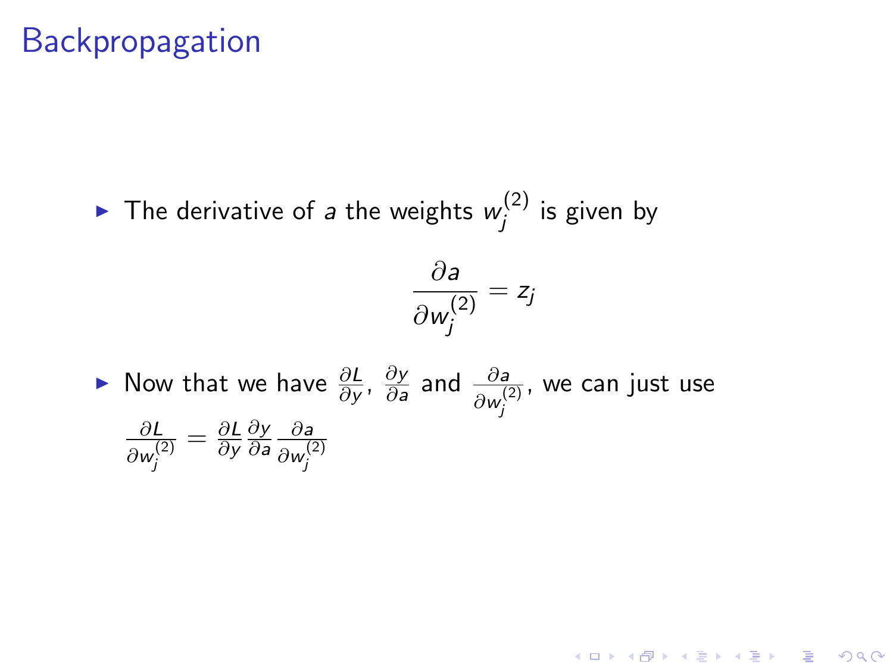# Backpropagation

- The derivative of $a$ the weights $w_j^{(2)}$ is given by

$$\frac{\partial a}{\partial w_j^{(2)}} = z_j$$

- Now that we have $\frac{\partial L}{\partial y}$, $\frac{\partial y}{\partial a}$ and $\frac{\partial a}{\partial w_j^{(2)}}$, we can just use $\frac{\partial L}{\partial w_j^{(2)}} = \frac{\partial L}{\partial y} \frac{\partial y}{\partial a} \frac{\partial a}{\partial w_j^{(2)}}$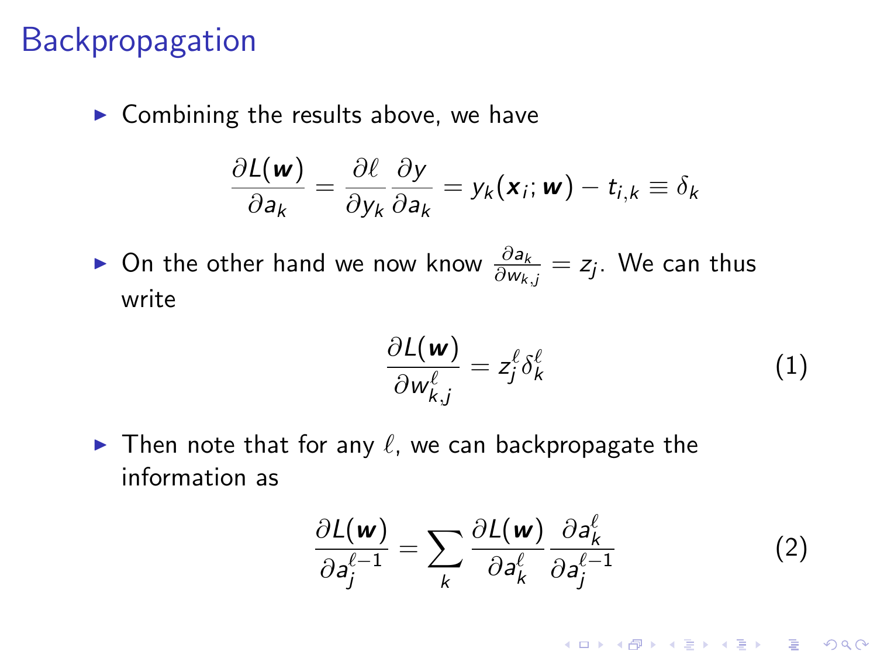# Backpropagation

- Combining the results above, we have

$$\frac{\partial L(\boldsymbol{w})}{\partial a_k} = \frac{\partial \ell}{\partial y_k}\frac{\partial y}{\partial a_k} = y_k(\boldsymbol{x}_i; \boldsymbol{w}) - t_{i,k} \equiv \delta_k$$

- On the other hand we now know $\frac{\partial a_k}{\partial w_{k,j}} = z_j$. We can thus write

$$\frac{\partial L(\boldsymbol{w})}{\partial w_{k,j}^{\ell}} = z_j^{\ell}\delta_k^{\ell} \tag{1}$$

- Then note that for any $\ell$, we can backpropagate the information as

$$\frac{\partial L(\boldsymbol{w})}{\partial a_j^{\ell-1}} = \sum_k \frac{\partial L(\boldsymbol{w})}{\partial a_k^{\ell}}\frac{\partial a_k^{\ell}}{\partial a_j^{\ell-1}} \tag{2}$$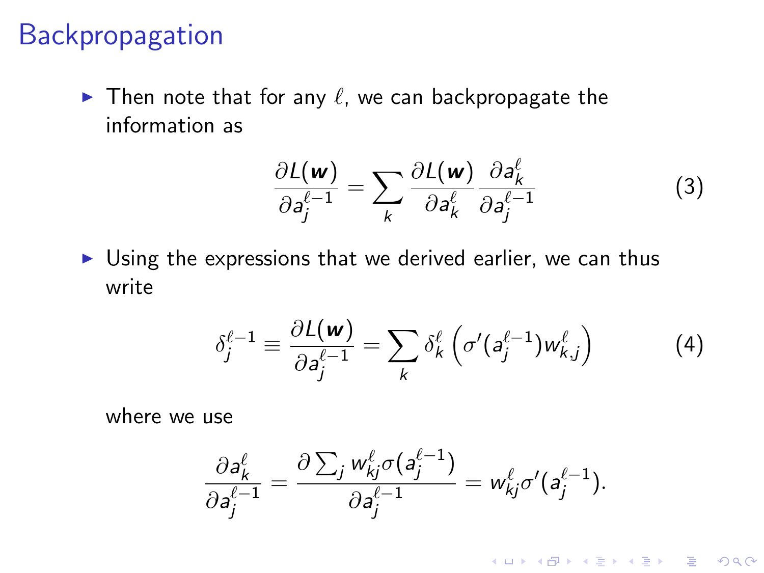# Backpropagation

- Then note that for any $\ell$, we can backpropagate the information as

$$\frac{\partial L(\boldsymbol{w})}{\partial a_j^{\ell-1}} = \sum_k \frac{\partial L(\boldsymbol{w})}{\partial a_k^{\ell}} \frac{\partial a_k^{\ell}}{\partial a_j^{\ell-1}} \tag{3}$$

- Using the expressions that we derived earlier, we can thus write

$$\delta_j^{\ell-1} \equiv \frac{\partial L(\boldsymbol{w})}{\partial a_j^{\ell-1}} = \sum_k \delta_k^{\ell} \left( \sigma'(a_j^{\ell-1}) w_{k,j}^{\ell} \right) \tag{4}$$

  where we use

$$\frac{\partial a_k^{\ell}}{\partial a_j^{\ell-1}} = \frac{\partial \sum_j w_{kj}^{\ell} \sigma(a_j^{\ell-1})}{\partial a_j^{\ell-1}} = w_{kj}^{\ell} \sigma'(a_j^{\ell-1}).$$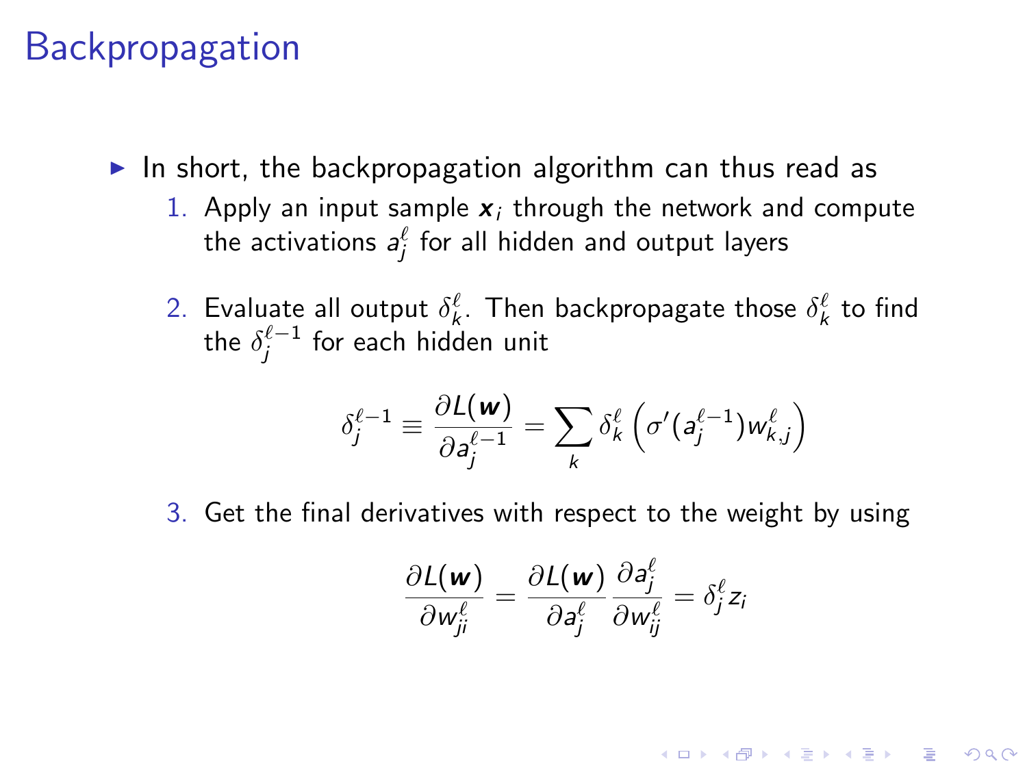# Backpropagation

- In short, the backpropagation algorithm can thus read as
  1. Apply an input sample $\boldsymbol{x}_i$ through the network and compute the activations $a_j^\ell$ for all hidden and output layers
  2. Evaluate all output $\delta_k^\ell$. Then backpropagate those $\delta_k^\ell$ to find the $\delta_j^{\ell-1}$ for each hidden unit

$$\delta_j^{\ell-1} \equiv \frac{\partial L(\boldsymbol{w})}{\partial a_j^{\ell-1}} = \sum_k \delta_k^\ell \left( \sigma'(a_j^{\ell-1}) w_{k,j}^\ell \right)$$

  3. Get the final derivatives with respect to the weight by using

$$\frac{\partial L(\boldsymbol{w})}{\partial w_{ji}^\ell} = \frac{\partial L(\boldsymbol{w})}{\partial a_j^\ell} \frac{\partial a_j^\ell}{\partial w_{ij}^\ell} = \delta_j^\ell z_i$$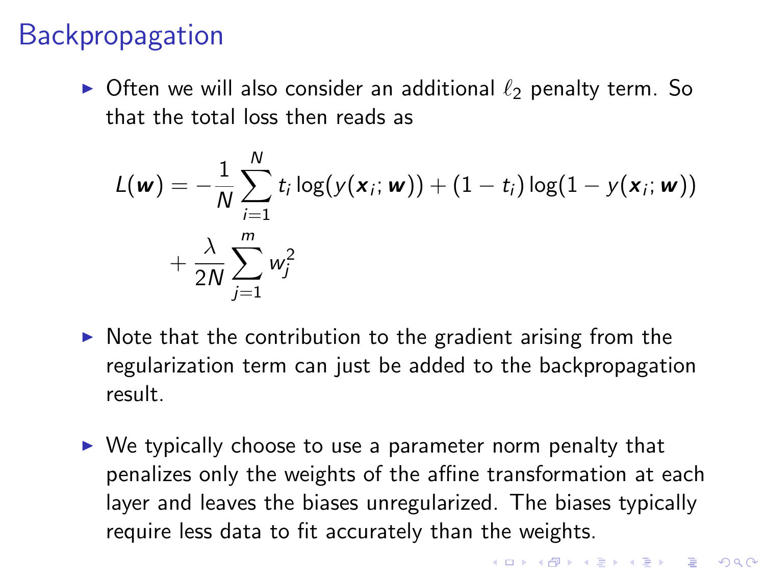# Backpropagation

- Often we will also consider an additional $\ell_2$ penalty term. So that the total loss then reads as

$$L(\boldsymbol{w}) = -\frac{1}{N}\sum_{i=1}^{N} t_i \log(y(\boldsymbol{x}_i; \boldsymbol{w})) + (1 - t_i)\log(1 - y(\boldsymbol{x}_i; \boldsymbol{w}))$$
$$+ \frac{\lambda}{2N}\sum_{j=1}^{m} w_j^2$$

- Note that the contribution to the gradient arising from the regularization term can just be added to the backpropagation result.

- We typically choose to use a parameter norm penalty that penalizes only the weights of the affine transformation at each layer and leaves the biases unregularized. The biases typically require less data to fit accurately than the weights.